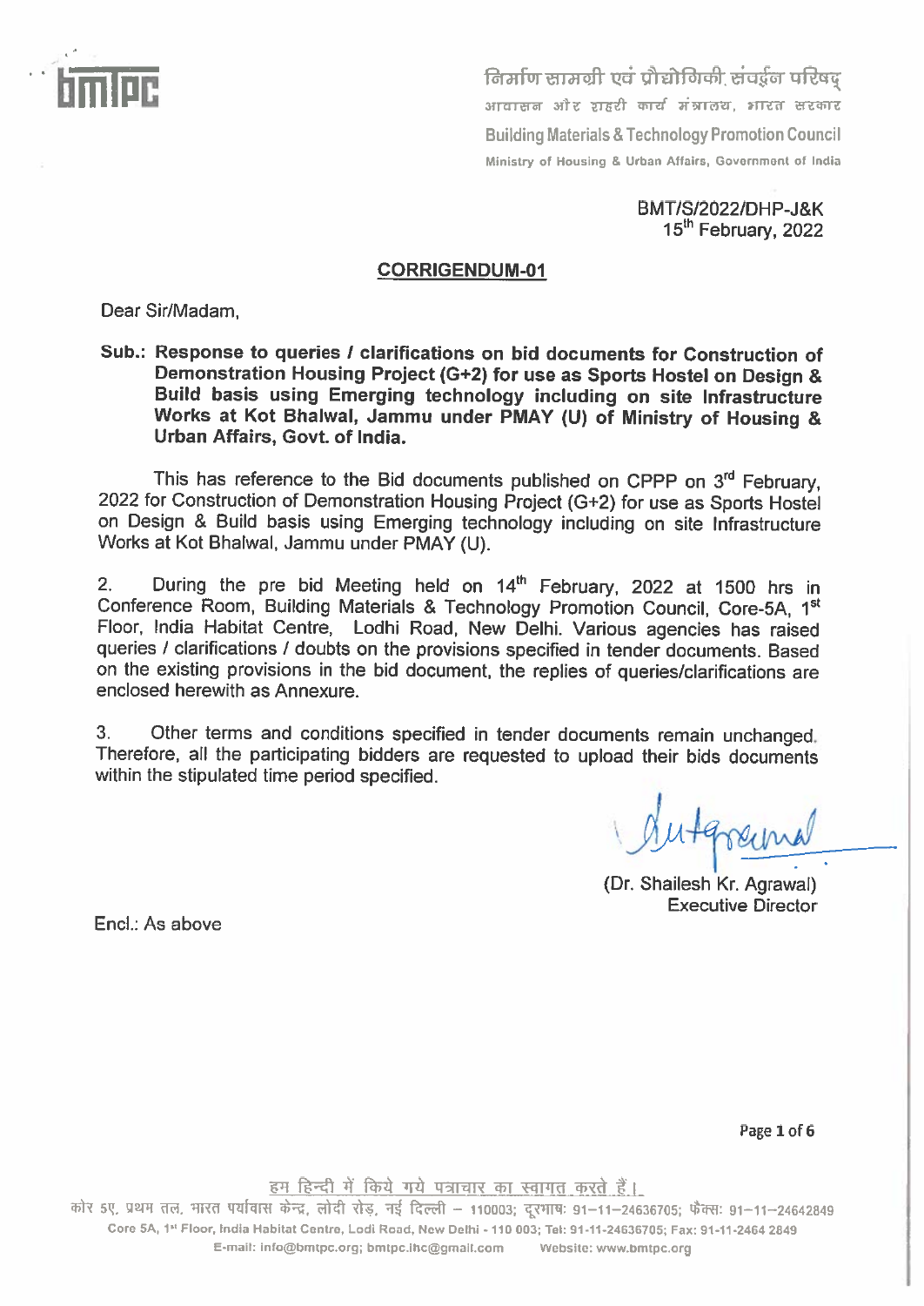bmtpc

निर्माण सामग्री एवं प्रौद्योगिकी संवर्द्धन परिषद्
आवासन और शहरी कार्य मंत्रालय, भारत सरकार
Building Materials & Technology Promotion Council
Ministry of Housing & Urban Affairs, Government of India

BMT/S/2022/DHP-J&K
15th February, 2022

## CORRIGENDUM-01

Dear Sir/Madam,

**Sub.: Response to queries / clarifications on bid documents for Construction of Demonstration Housing Project (G+2) for use as Sports Hostel on Design & Build basis using Emerging technology including on site Infrastructure Works at Kot Bhalwal, Jammu under PMAY (U) of Ministry of Housing & Urban Affairs, Govt. of India.**

This has reference to the Bid documents published on CPPP on 3rd February, 2022 for Construction of Demonstration Housing Project (G+2) for use as Sports Hostel on Design & Build basis using Emerging technology including on site Infrastructure Works at Kot Bhalwal, Jammu under PMAY (U).

2. During the pre bid Meeting held on 14th February, 2022 at 1500 hrs in Conference Room, Building Materials & Technology Promotion Council, Core-5A, 1st Floor, India Habitat Centre, Lodhi Road, New Delhi. Various agencies has raised queries / clarifications / doubts on the provisions specified in tender documents. Based on the existing provisions in the bid document, the replies of queries/clarifications are enclosed herewith as Annexure.

3. Other terms and conditions specified in tender documents remain unchanged. Therefore, all the participating bidders are requested to upload their bids documents within the stipulated time period specified.

(Dr. Shailesh Kr. Agrawal)
Executive Director

Encl.: As above

हम हिन्दी में किये गये पत्राचार का स्वागत करते हैं।

कोर 5ए, प्रथम तल, भारत पर्यावास केन्द्र, लोदी रोड, नई दिल्ली – 110003; दूरभाष: 91–11–24636705; फैक्स: 91–11–24642849
Core 5A, 1st Floor, India Habitat Centre, Lodi Road, New Delhi - 110 003; Tel: 91-11-24636705; Fax: 91-11-2464 2849
E-mail: info@bmtpc.org; bmtpc.ihc@gmail.com Website: www.bmtpc.org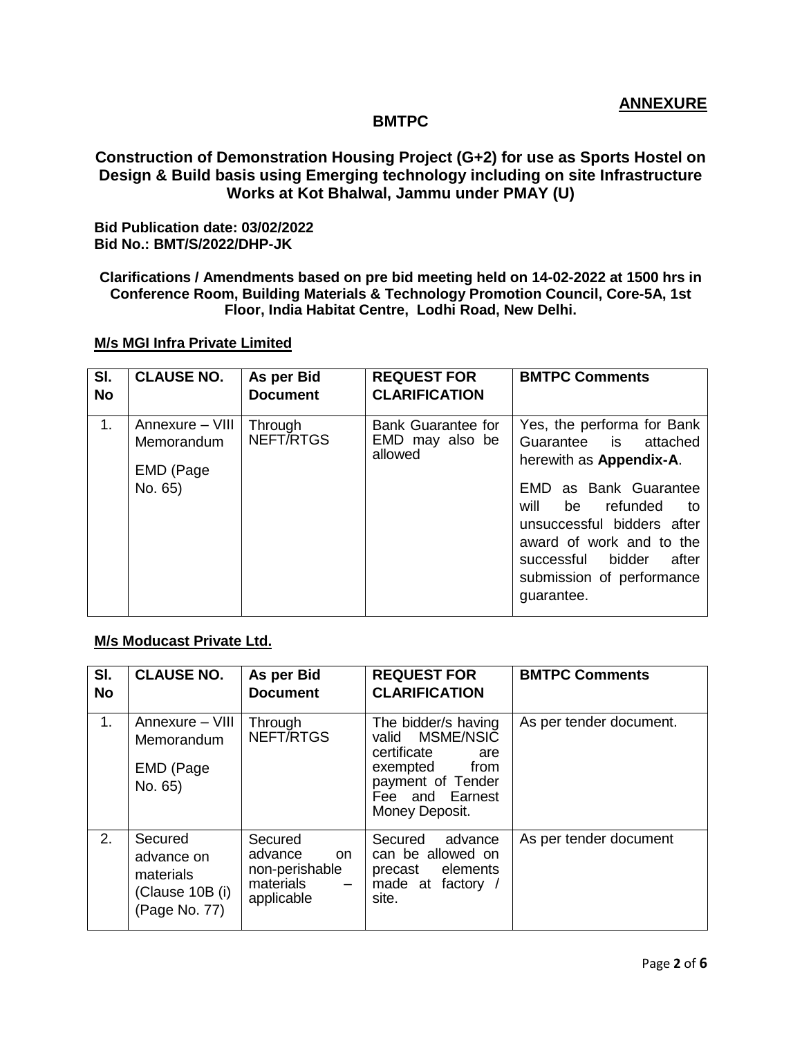**ANNEXURE**

**BMTPC**

**Construction of Demonstration Housing Project (G+2) for use as Sports Hostel on Design & Build basis using Emerging technology including on site Infrastructure Works at Kot Bhalwal, Jammu under PMAY (U)**

**Bid Publication date: 03/02/2022**
**Bid No.: BMT/S/2022/DHP-JK**

**Clarifications / Amendments based on pre bid meeting held on 14-02-2022 at 1500 hrs in Conference Room, Building Materials & Technology Promotion Council, Core-5A, 1st Floor, India Habitat Centre, Lodhi Road, New Delhi.**

**M/s MGI Infra Private Limited**

| Sl. No | CLAUSE NO. | As per Bid Document | REQUEST FOR CLARIFICATION | BMTPC Comments |
|---|---|---|---|---|
| 1. | Annexure – VIII Memorandum EMD (Page No. 65) | Through NEFT/RTGS | Bank Guarantee for EMD may also be allowed | Yes, the performa for Bank Guarantee is attached herewith as **Appendix-A**. EMD as Bank Guarantee will be refunded to unsuccessful bidders after award of work and to the successful bidder after submission of performance guarantee. |

**M/s Moducast Private Ltd.**

| Sl. No | CLAUSE NO. | As per Bid Document | REQUEST FOR CLARIFICATION | BMTPC Comments |
|---|---|---|---|---|
| 1. | Annexure – VIII Memorandum EMD (Page No. 65) | Through NEFT/RTGS | The bidder/s having valid MSME/NSIC certificate are exempted from payment of Tender Fee and Earnest Money Deposit. | As per tender document. |
| 2. | Secured advance on materials (Clause 10B (i) (Page No. 77) | Secured advance on non-perishable materials – applicable | Secured advance can be allowed on precast elements made at factory / site. | As per tender document |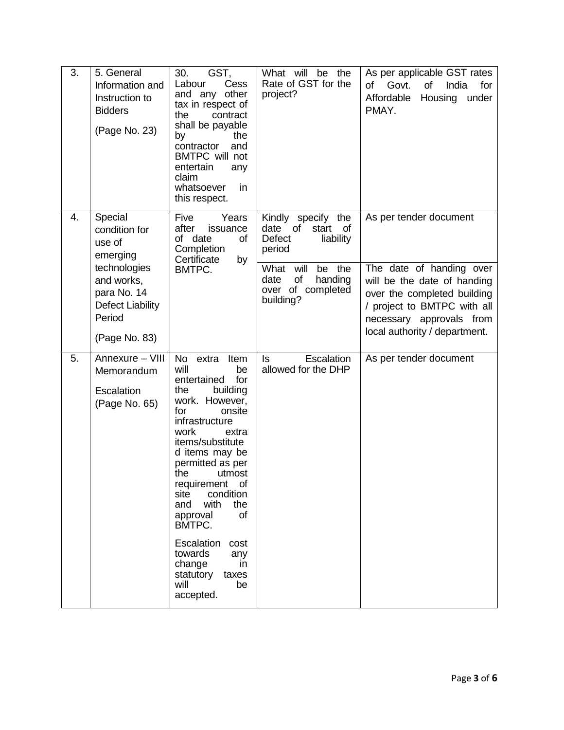| | | | | |
|---|---|---|---|---|
| 3. | 5. General Information and Instruction to Bidders (Page No. 23) | 30. GST, Labour Cess and any other tax in respect of the contract shall be payable by the contractor and BMTPC will not entertain any claim whatsoever in this respect. | What will be the Rate of GST for the project? | As per applicable GST rates of Govt. of India for Affordable Housing under PMAY. |
| 4. | Special condition for use of emerging technologies and works, para No. 14 Defect Liability Period (Page No. 83) | Five Years after issuance of date of Completion Certificate by BMTPC. | Kindly specify the date of start of Defect liability period | As per tender document |
| | | | What will be the date of handing over of completed building? | The date of handing over will be the date of handing over the completed building / project to BMTPC with all necessary approvals from local authority / department. |
| 5. | Annexure – VIII Memorandum Escalation (Page No. 65) | No extra Item will be entertained for the building work. However, for onsite infrastructure work extra items/substituted items may be permitted as per the utmost requirement of site condition and with the approval of BMTPC. Escalation cost towards any change in statutory taxes will be accepted. | Is Escalation allowed for the DHP | As per tender document |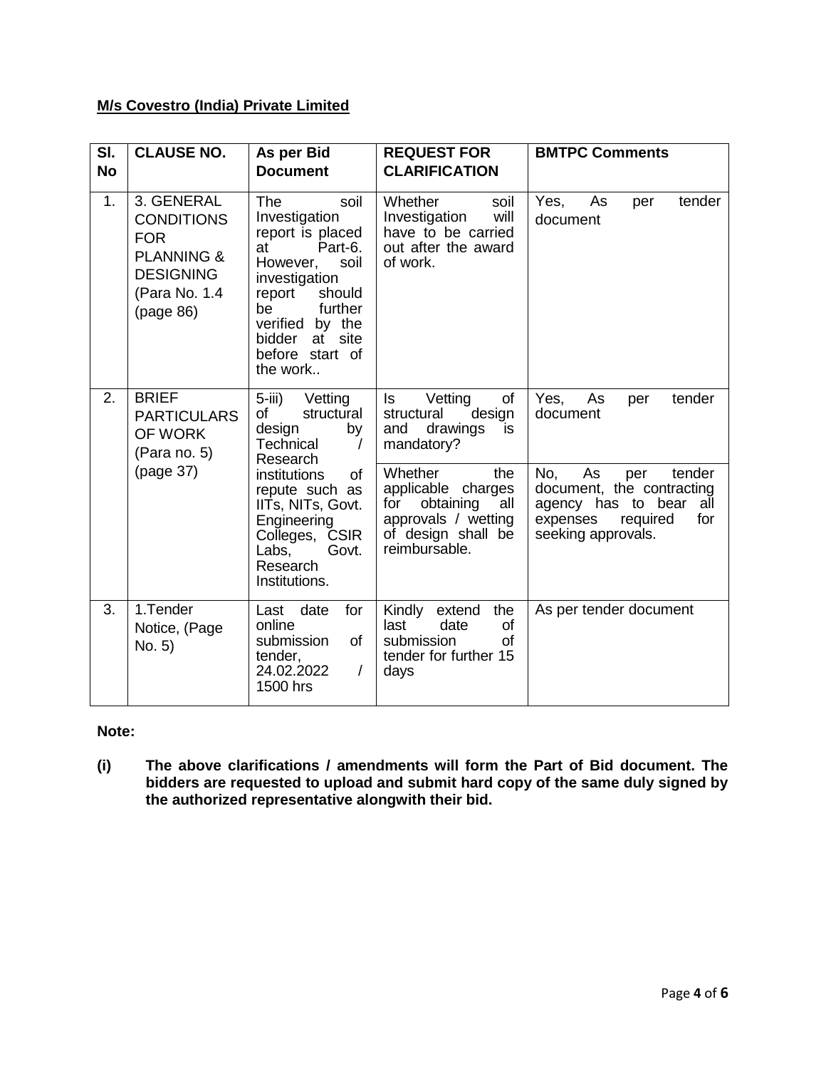**M/s Covestro (India) Private Limited**

| Sl. No | CLAUSE NO. | As per Bid Document | REQUEST FOR CLARIFICATION | BMTPC Comments |
|---|---|---|---|---|
| 1. | 3. GENERAL CONDITIONS FOR PLANNING & DESIGNING (Para No. 1.4 (page 86) | The soil Investigation report is placed at Part-6. However, soil investigation report should be further verified by the bidder at site before start of the work.. | Whether soil Investigation will have to be carried out after the award of work. | Yes, As per tender document |
| 2. | BRIEF PARTICULARS OF WORK (Para no. 5) (page 37) | 5-iii) Vetting of structural design by Technical / Research institutions of repute such as IITs, NITs, Govt. Engineering Colleges, CSIR Labs, Govt. Research Institutions. | Is Vetting of structural design and drawings is mandatory? | Yes, As per tender document |
| | | | Whether the applicable charges for obtaining all approvals / wetting of design shall be reimbursable. | No, As per tender document, the contracting agency has to bear all expenses required for seeking approvals. |
| 3. | 1.Tender Notice, (Page No. 5) | Last date for online submission of tender, 24.02.2022 / 1500 hrs | Kindly extend the last date of submission of tender for further 15 days | As per tender document |

**Note:**

**(i)** **The above clarifications / amendments will form the Part of Bid document. The bidders are requested to upload and submit hard copy of the same duly signed by the authorized representative alongwith their bid.**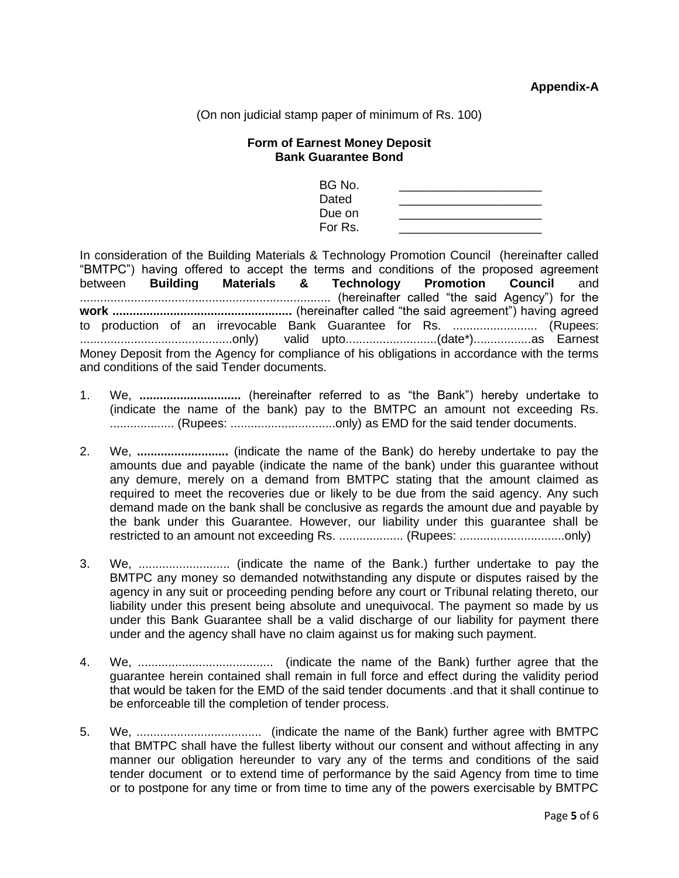**Appendix-A**

(On non judicial stamp paper of minimum of Rs. 100)

**Form of Earnest Money Deposit**
**Bank Guarantee Bond**

BG No. ____________________
Dated ____________________
Due on ____________________
For Rs. ____________________

In consideration of the Building Materials & Technology Promotion Council (hereinafter called "BMTPC") having offered to accept the terms and conditions of the proposed agreement between **Building Materials & Technology Promotion Council** and .......................................................................... (hereinafter called "the said Agency") for the **work ....................................................** (hereinafter called "the said agreement") having agreed to production of an irrevocable Bank Guarantee for Rs. ......................... (Rupees: .............................................only) valid upto...........................(date*).................as Earnest Money Deposit from the Agency for compliance of his obligations in accordance with the terms and conditions of the said Tender documents.

1. We, **..............................** (hereinafter referred to as "the Bank") hereby undertake to (indicate the name of the bank) pay to the BMTPC an amount not exceeding Rs. ................... (Rupees: ...............................only) as EMD for the said tender documents.

2. We, **...........................** (indicate the name of the Bank) do hereby undertake to pay the amounts due and payable (indicate the name of the bank) under this guarantee without any demure, merely on a demand from BMTPC stating that the amount claimed as required to meet the recoveries due or likely to be due from the said agency. Any such demand made on the bank shall be conclusive as regards the amount due and payable by the bank under this Guarantee. However, our liability under this guarantee shall be restricted to an amount not exceeding Rs. ................... (Rupees: ...............................only)

3. We, ........................... (indicate the name of the Bank.) further undertake to pay the BMTPC any money so demanded notwithstanding any dispute or disputes raised by the agency in any suit or proceeding pending before any court or Tribunal relating thereto, our liability under this present being absolute and unequivocal. The payment so made by us under this Bank Guarantee shall be a valid discharge of our liability for payment there under and the agency shall have no claim against us for making such payment.

4. We, ........................................ (indicate the name of the Bank) further agree that the guarantee herein contained shall remain in full force and effect during the validity period that would be taken for the EMD of the said tender documents .and that it shall continue to be enforceable till the completion of tender process.

5. We, ..................................... (indicate the name of the Bank) further agree with BMTPC that BMTPC shall have the fullest liberty without our consent and without affecting in any manner our obligation hereunder to vary any of the terms and conditions of the said tender document or to extend time of performance by the said Agency from time to time or to postpone for any time or from time to time any of the powers exercisable by BMTPC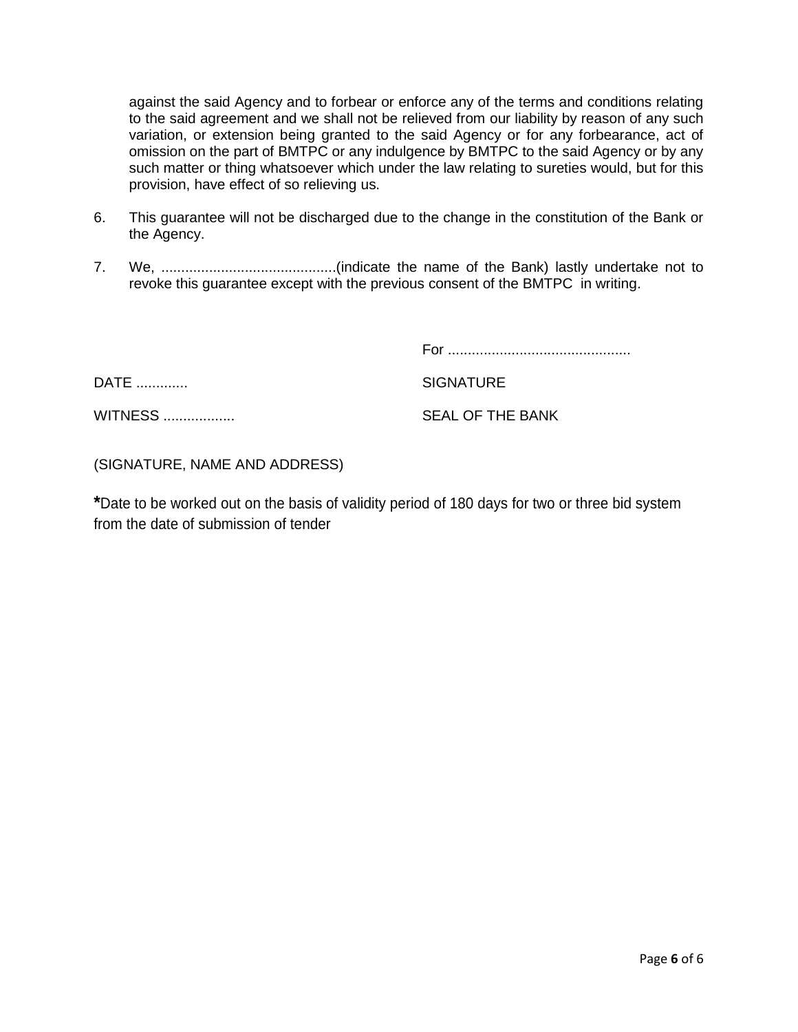against the said Agency and to forbear or enforce any of the terms and conditions relating to the said agreement and we shall not be relieved from our liability by reason of any such variation, or extension being granted to the said Agency or for any forbearance, act of omission on the part of BMTPC or any indulgence by BMTPC to the said Agency or by any such matter or thing whatsoever which under the law relating to sureties would, but for this provision, have effect of so relieving us.

6. This guarantee will not be discharged due to the change in the constitution of the Bank or the Agency.

7. We, ............................................(indicate the name of the Bank) lastly undertake not to revoke this guarantee except with the previous consent of the BMTPC in writing.

For .............................................

DATE .............

SIGNATURE

WITNESS ..................

SEAL OF THE BANK

(SIGNATURE, NAME AND ADDRESS)

**\***Date to be worked out on the basis of validity period of 180 days for two or three bid system from the date of submission of tender